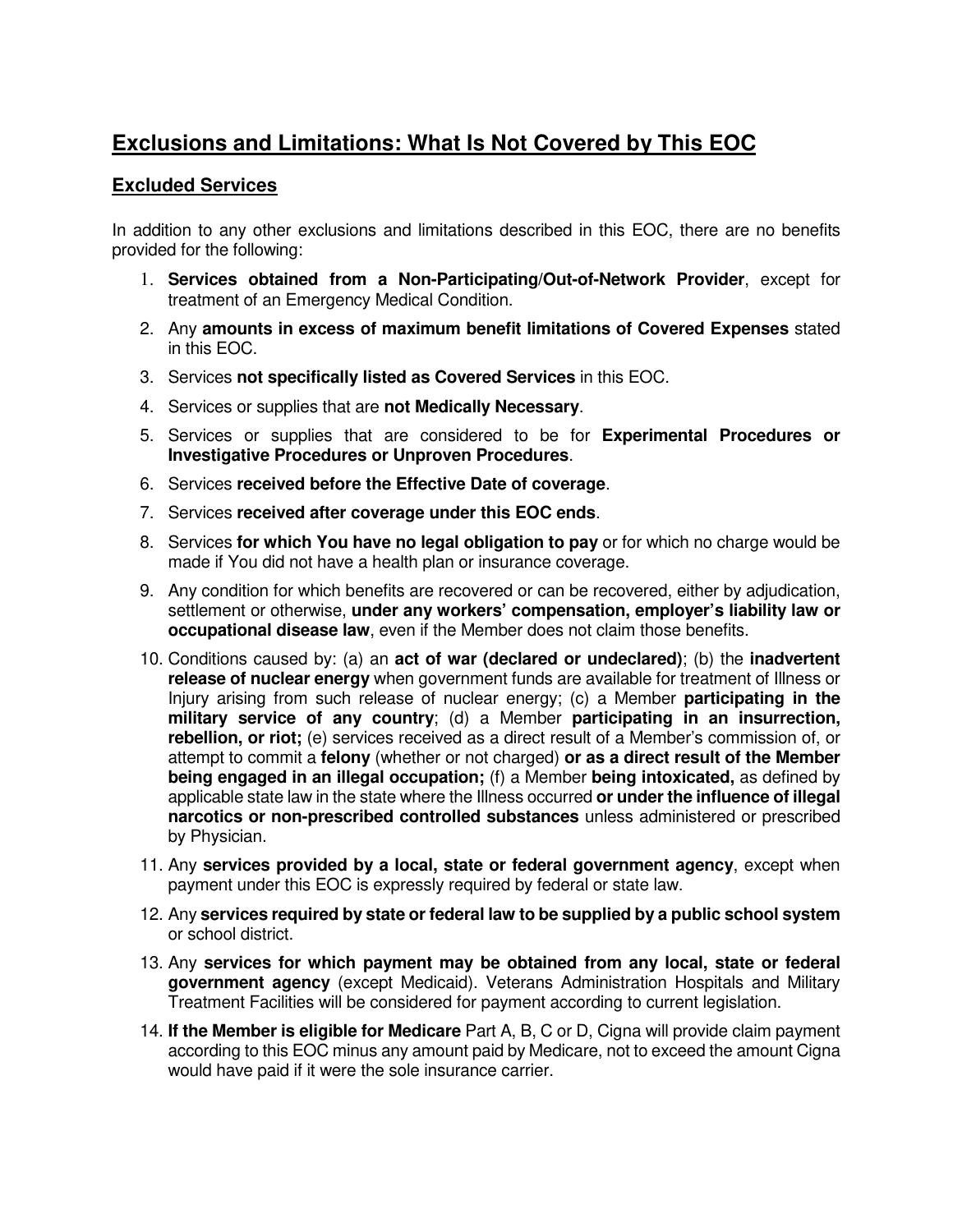# **Exclusions and Limitations: What Is Not Covered by This EOC**

## **Excluded Services**

In addition to any other exclusions and limitations described in this EOC, there are no benefits provided for the following:

1. **Services obtained from a Non-Participating/Out-of-Network Provider**, except for treatment of an Emergency Medical Condition.
2. Any **amounts in excess of maximum benefit limitations of Covered Expenses** stated in this EOC.
3. Services **not specifically listed as Covered Services** in this EOC.
4. Services or supplies that are **not Medically Necessary**.
5. Services or supplies that are considered to be for **Experimental Procedures or Investigative Procedures or Unproven Procedures**.
6. Services **received before the Effective Date of coverage**.
7. Services **received after coverage under this EOC ends**.
8. Services **for which You have no legal obligation to pay** or for which no charge would be made if You did not have a health plan or insurance coverage.
9. Any condition for which benefits are recovered or can be recovered, either by adjudication, settlement or otherwise, **under any workers' compensation, employer's liability law or occupational disease law**, even if the Member does not claim those benefits.
10. Conditions caused by: (a) an **act of war (declared or undeclared)**; (b) the **inadvertent release of nuclear energy** when government funds are available for treatment of Illness or Injury arising from such release of nuclear energy; (c) a Member **participating in the military service of any country**; (d) a Member **participating in an insurrection, rebellion, or riot;** (e) services received as a direct result of a Member's commission of, or attempt to commit a **felony** (whether or not charged) **or as a direct result of the Member being engaged in an illegal occupation;** (f) a Member **being intoxicated,** as defined by applicable state law in the state where the Illness occurred **or under the influence of illegal narcotics or non-prescribed controlled substances** unless administered or prescribed by Physician.
11. Any **services provided by a local, state or federal government agency**, except when payment under this EOC is expressly required by federal or state law.
12. Any **services required by state or federal law to be supplied by a public school system** or school district.
13. Any **services for which payment may be obtained from any local, state or federal government agency** (except Medicaid). Veterans Administration Hospitals and Military Treatment Facilities will be considered for payment according to current legislation.
14. **If the Member is eligible for Medicare** Part A, B, C or D, Cigna will provide claim payment according to this EOC minus any amount paid by Medicare, not to exceed the amount Cigna would have paid if it were the sole insurance carrier.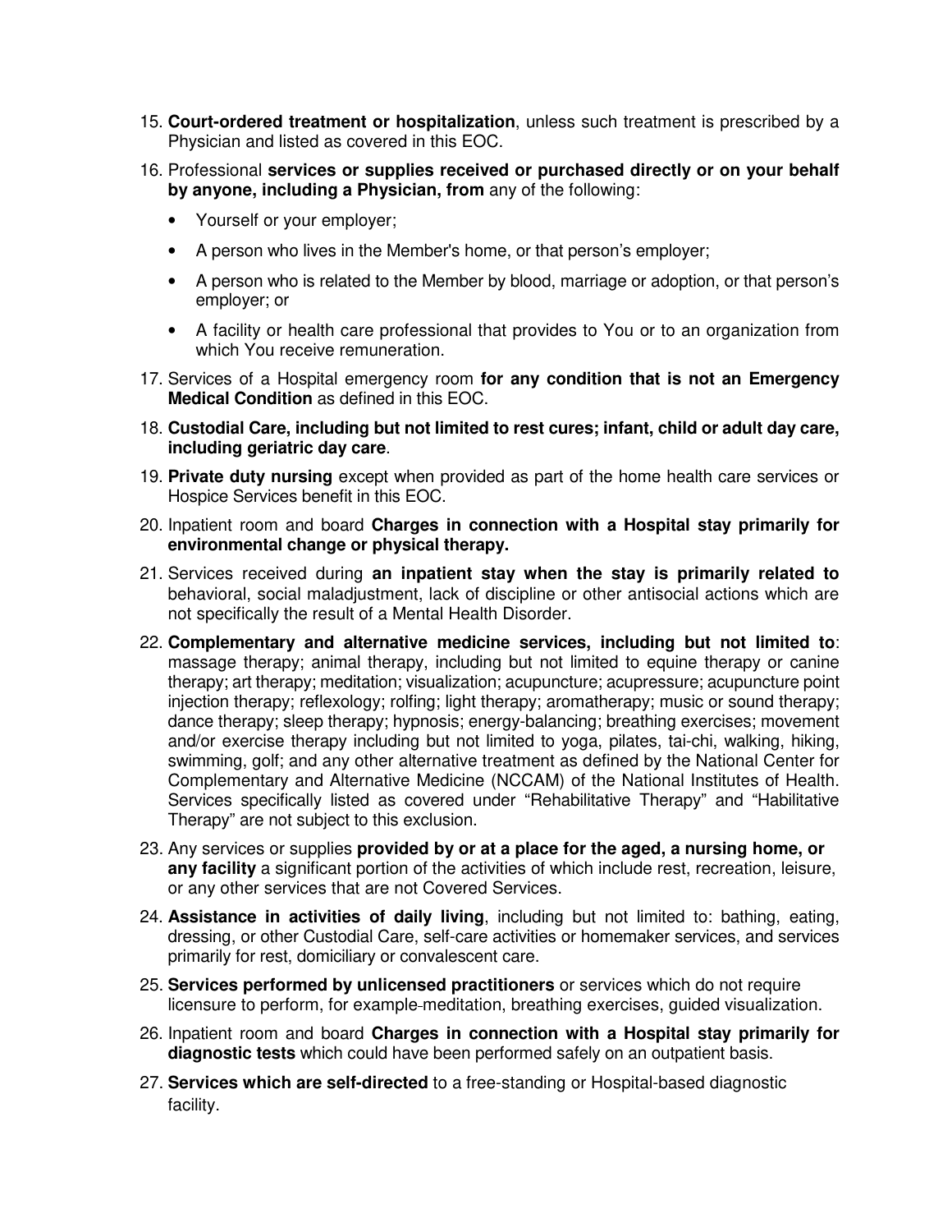15. **Court-ordered treatment or hospitalization**, unless such treatment is prescribed by a Physician and listed as covered in this EOC.
16. Professional **services or supplies received or purchased directly or on your behalf by anyone, including a Physician, from** any of the following:
    - Yourself or your employer;
    - A person who lives in the Member's home, or that person's employer;
    - A person who is related to the Member by blood, marriage or adoption, or that person's employer; or
    - A facility or health care professional that provides to You or to an organization from which You receive remuneration.
17. Services of a Hospital emergency room **for any condition that is not an Emergency Medical Condition** as defined in this EOC.
18. **Custodial Care, including but not limited to rest cures; infant, child or adult day care, including geriatric day care**.
19. **Private duty nursing** except when provided as part of the home health care services or Hospice Services benefit in this EOC.
20. Inpatient room and board **Charges in connection with a Hospital stay primarily for environmental change or physical therapy.**
21. Services received during **an inpatient stay when the stay is primarily related to** behavioral, social maladjustment, lack of discipline or other antisocial actions which are not specifically the result of a Mental Health Disorder.
22. **Complementary and alternative medicine services, including but not limited to**: massage therapy; animal therapy, including but not limited to equine therapy or canine therapy; art therapy; meditation; visualization; acupuncture; acupressure; acupuncture point injection therapy; reflexology; rolfing; light therapy; aromatherapy; music or sound therapy; dance therapy; sleep therapy; hypnosis; energy-balancing; breathing exercises; movement and/or exercise therapy including but not limited to yoga, pilates, tai-chi, walking, hiking, swimming, golf; and any other alternative treatment as defined by the National Center for Complementary and Alternative Medicine (NCCAM) of the National Institutes of Health. Services specifically listed as covered under "Rehabilitative Therapy" and "Habilitative Therapy" are not subject to this exclusion.
23. Any services or supplies **provided by or at a place for the aged, a nursing home, or any facility** a significant portion of the activities of which include rest, recreation, leisure, or any other services that are not Covered Services.
24. **Assistance in activities of daily living**, including but not limited to: bathing, eating, dressing, or other Custodial Care, self-care activities or homemaker services, and services primarily for rest, domiciliary or convalescent care.
25. **Services performed by unlicensed practitioners** or services which do not require licensure to perform, for example-meditation, breathing exercises, guided visualization.
26. Inpatient room and board **Charges in connection with a Hospital stay primarily for diagnostic tests** which could have been performed safely on an outpatient basis.
27. **Services which are self-directed** to a free-standing or Hospital-based diagnostic facility.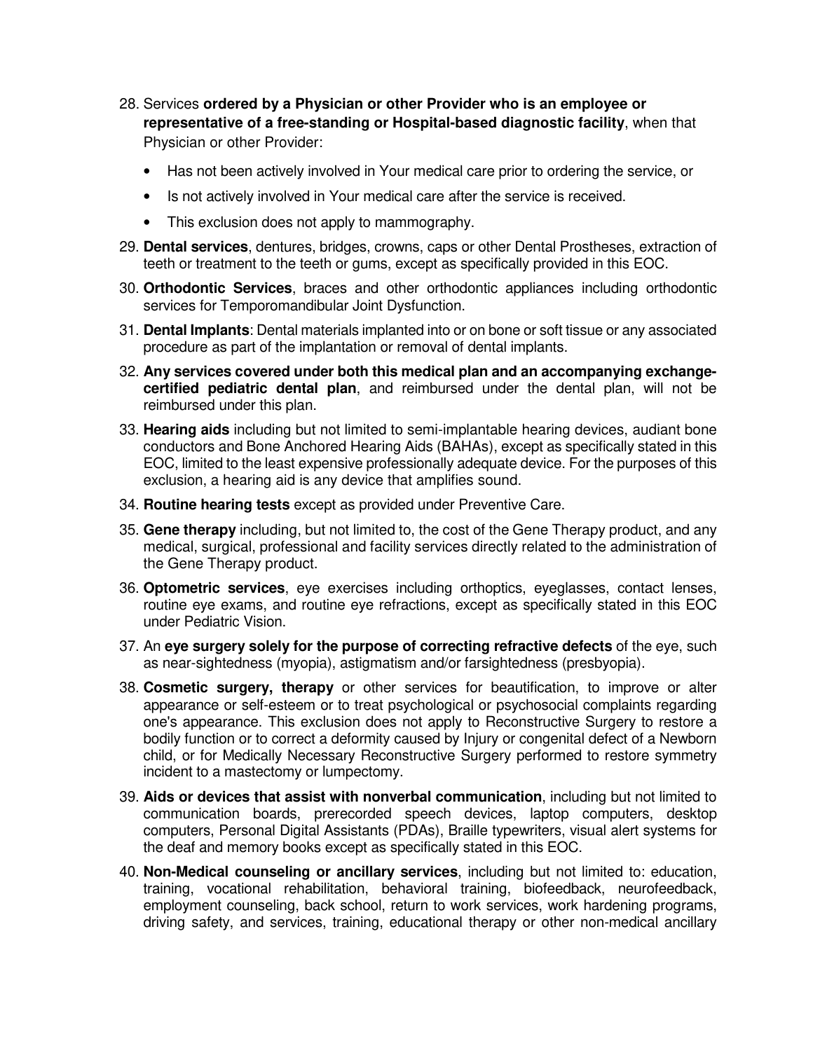28. Services **ordered by a Physician or other Provider who is an employee or representative of a free-standing or Hospital-based diagnostic facility**, when that Physician or other Provider:

    - Has not been actively involved in Your medical care prior to ordering the service, or
    - Is not actively involved in Your medical care after the service is received.
    - This exclusion does not apply to mammography.

29. **Dental services**, dentures, bridges, crowns, caps or other Dental Prostheses, extraction of teeth or treatment to the teeth or gums, except as specifically provided in this EOC.

30. **Orthodontic Services**, braces and other orthodontic appliances including orthodontic services for Temporomandibular Joint Dysfunction.

31. **Dental Implants**: Dental materials implanted into or on bone or soft tissue or any associated procedure as part of the implantation or removal of dental implants.

32. **Any services covered under both this medical plan and an accompanying exchange-certified pediatric dental plan**, and reimbursed under the dental plan, will not be reimbursed under this plan.

33. **Hearing aids** including but not limited to semi-implantable hearing devices, audiant bone conductors and Bone Anchored Hearing Aids (BAHAs), except as specifically stated in this EOC, limited to the least expensive professionally adequate device. For the purposes of this exclusion, a hearing aid is any device that amplifies sound.

34. **Routine hearing tests** except as provided under Preventive Care.

35. **Gene therapy** including, but not limited to, the cost of the Gene Therapy product, and any medical, surgical, professional and facility services directly related to the administration of the Gene Therapy product.

36. **Optometric services**, eye exercises including orthoptics, eyeglasses, contact lenses, routine eye exams, and routine eye refractions, except as specifically stated in this EOC under Pediatric Vision.

37. An **eye surgery solely for the purpose of correcting refractive defects** of the eye, such as near-sightedness (myopia), astigmatism and/or farsightedness (presbyopia).

38. **Cosmetic surgery, therapy** or other services for beautification, to improve or alter appearance or self-esteem or to treat psychological or psychosocial complaints regarding one's appearance. This exclusion does not apply to Reconstructive Surgery to restore a bodily function or to correct a deformity caused by Injury or congenital defect of a Newborn child, or for Medically Necessary Reconstructive Surgery performed to restore symmetry incident to a mastectomy or lumpectomy.

39. **Aids or devices that assist with nonverbal communication**, including but not limited to communication boards, prerecorded speech devices, laptop computers, desktop computers, Personal Digital Assistants (PDAs), Braille typewriters, visual alert systems for the deaf and memory books except as specifically stated in this EOC.

40. **Non-Medical counseling or ancillary services**, including but not limited to: education, training, vocational rehabilitation, behavioral training, biofeedback, neurofeedback, employment counseling, back school, return to work services, work hardening programs, driving safety, and services, training, educational therapy or other non-medical ancillary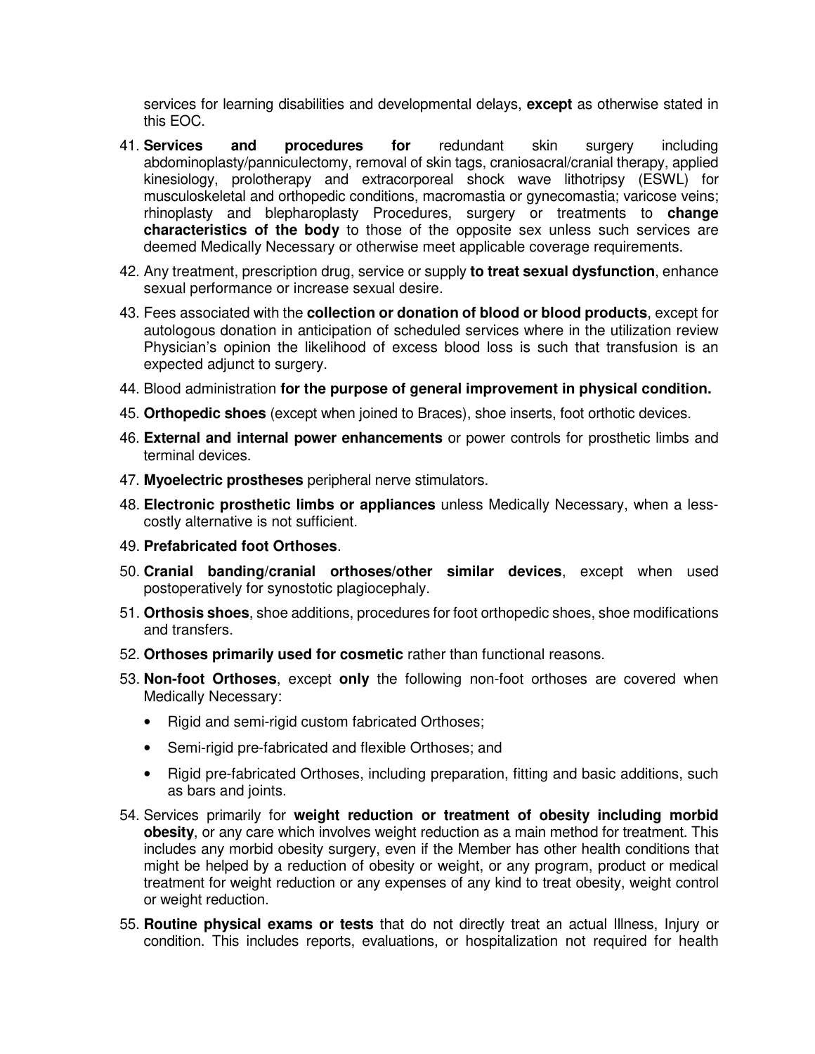services for learning disabilities and developmental delays, **except** as otherwise stated in this EOC.

41. **Services and procedures for** redundant skin surgery including abdominoplasty/panniculectomy, removal of skin tags, craniosacral/cranial therapy, applied kinesiology, prolotherapy and extracorporeal shock wave lithotripsy (ESWL) for musculoskeletal and orthopedic conditions, macromastia or gynecomastia; varicose veins; rhinoplasty and blepharoplasty Procedures, surgery or treatments to **change characteristics of the body** to those of the opposite sex unless such services are deemed Medically Necessary or otherwise meet applicable coverage requirements.
42. Any treatment, prescription drug, service or supply **to treat sexual dysfunction**, enhance sexual performance or increase sexual desire.
43. Fees associated with the **collection or donation of blood or blood products**, except for autologous donation in anticipation of scheduled services where in the utilization review Physician's opinion the likelihood of excess blood loss is such that transfusion is an expected adjunct to surgery.
44. Blood administration **for the purpose of general improvement in physical condition.**
45. **Orthopedic shoes** (except when joined to Braces), shoe inserts, foot orthotic devices.
46. **External and internal power enhancements** or power controls for prosthetic limbs and terminal devices.
47. **Myoelectric prostheses** peripheral nerve stimulators.
48. **Electronic prosthetic limbs or appliances** unless Medically Necessary, when a less-costly alternative is not sufficient.
49. **Prefabricated foot Orthoses**.
50. **Cranial banding/cranial orthoses/other similar devices**, except when used postoperatively for synostotic plagiocephaly.
51. **Orthosis shoes**, shoe additions, procedures for foot orthopedic shoes, shoe modifications and transfers.
52. **Orthoses primarily used for cosmetic** rather than functional reasons.
53. **Non-foot Orthoses**, except **only** the following non-foot orthoses are covered when Medically Necessary:
    - Rigid and semi-rigid custom fabricated Orthoses;
    - Semi-rigid pre-fabricated and flexible Orthoses; and
    - Rigid pre-fabricated Orthoses, including preparation, fitting and basic additions, such as bars and joints.
54. Services primarily for **weight reduction or treatment of obesity including morbid obesity**, or any care which involves weight reduction as a main method for treatment. This includes any morbid obesity surgery, even if the Member has other health conditions that might be helped by a reduction of obesity or weight, or any program, product or medical treatment for weight reduction or any expenses of any kind to treat obesity, weight control or weight reduction.
55. **Routine physical exams or tests** that do not directly treat an actual Illness, Injury or condition. This includes reports, evaluations, or hospitalization not required for health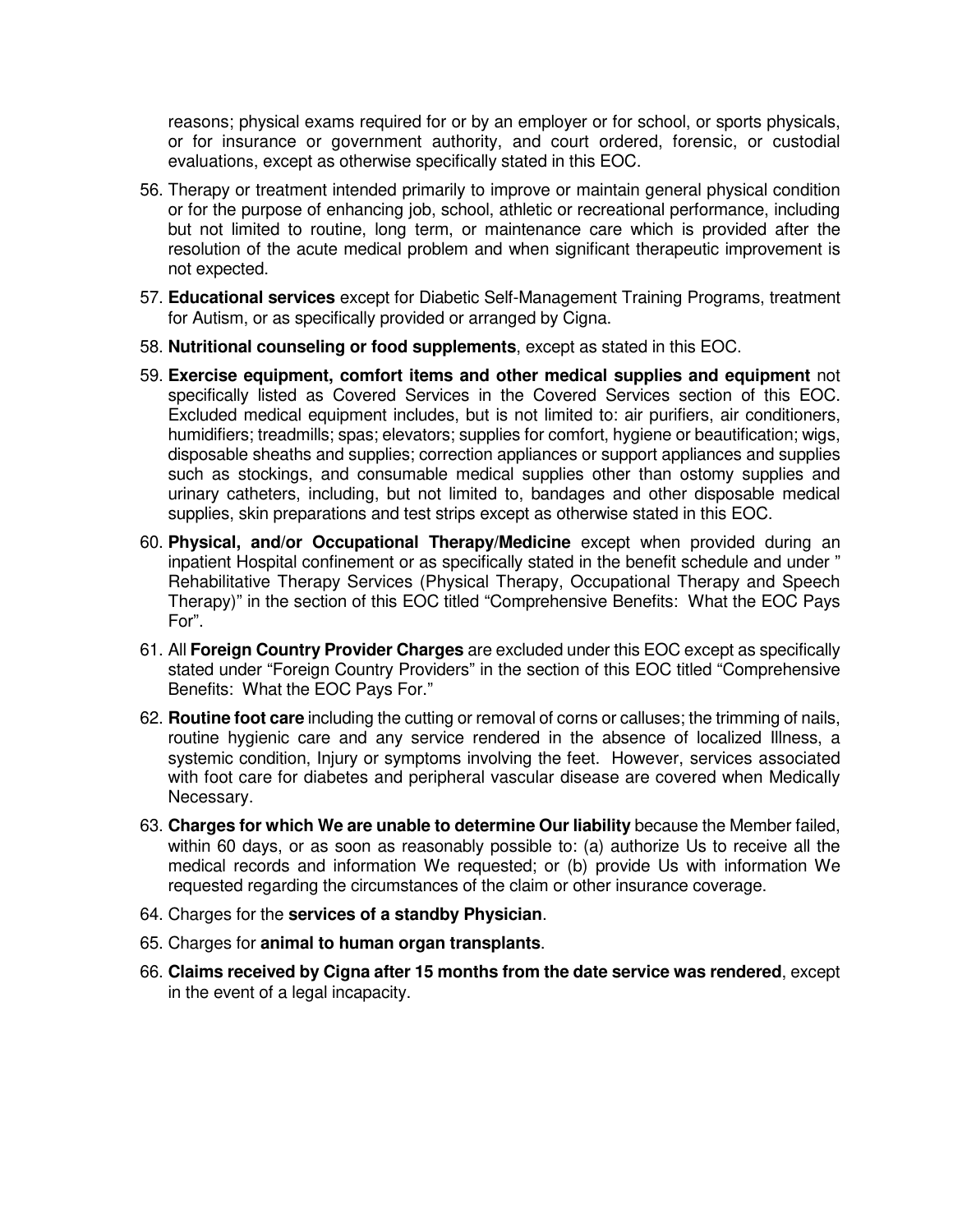reasons; physical exams required for or by an employer or for school, or sports physicals, or for insurance or government authority, and court ordered, forensic, or custodial evaluations, except as otherwise specifically stated in this EOC.

56. Therapy or treatment intended primarily to improve or maintain general physical condition or for the purpose of enhancing job, school, athletic or recreational performance, including but not limited to routine, long term, or maintenance care which is provided after the resolution of the acute medical problem and when significant therapeutic improvement is not expected.
57. **Educational services** except for Diabetic Self-Management Training Programs, treatment for Autism, or as specifically provided or arranged by Cigna.
58. **Nutritional counseling or food supplements**, except as stated in this EOC.
59. **Exercise equipment, comfort items and other medical supplies and equipment** not specifically listed as Covered Services in the Covered Services section of this EOC. Excluded medical equipment includes, but is not limited to: air purifiers, air conditioners, humidifiers; treadmills; spas; elevators; supplies for comfort, hygiene or beautification; wigs, disposable sheaths and supplies; correction appliances or support appliances and supplies such as stockings, and consumable medical supplies other than ostomy supplies and urinary catheters, including, but not limited to, bandages and other disposable medical supplies, skin preparations and test strips except as otherwise stated in this EOC.
60. **Physical, and/or Occupational Therapy/Medicine** except when provided during an inpatient Hospital confinement or as specifically stated in the benefit schedule and under " Rehabilitative Therapy Services (Physical Therapy, Occupational Therapy and Speech Therapy)" in the section of this EOC titled "Comprehensive Benefits: What the EOC Pays For".
61. All **Foreign Country Provider Charges** are excluded under this EOC except as specifically stated under "Foreign Country Providers" in the section of this EOC titled "Comprehensive Benefits: What the EOC Pays For."
62. **Routine foot care** including the cutting or removal of corns or calluses; the trimming of nails, routine hygienic care and any service rendered in the absence of localized Illness, a systemic condition, Injury or symptoms involving the feet. However, services associated with foot care for diabetes and peripheral vascular disease are covered when Medically Necessary.
63. **Charges for which We are unable to determine Our liability** because the Member failed, within 60 days, or as soon as reasonably possible to: (a) authorize Us to receive all the medical records and information We requested; or (b) provide Us with information We requested regarding the circumstances of the claim or other insurance coverage.
64. Charges for the **services of a standby Physician**.
65. Charges for **animal to human organ transplants**.
66. **Claims received by Cigna after 15 months from the date service was rendered**, except in the event of a legal incapacity.